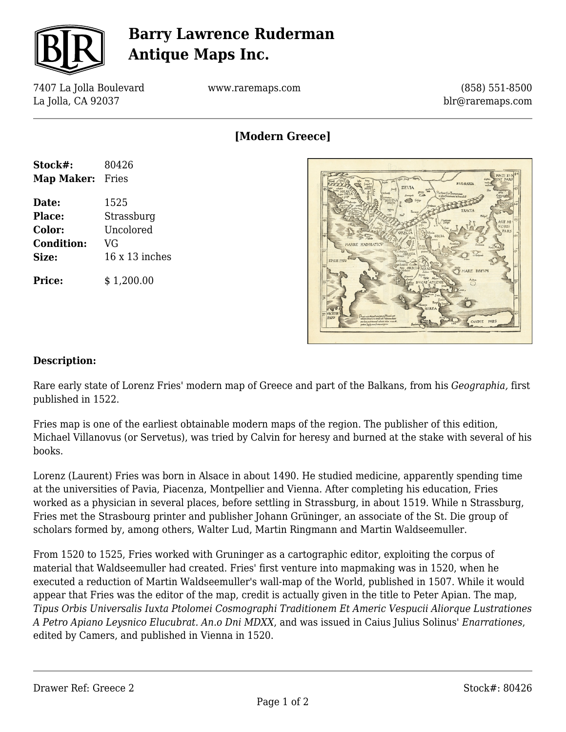# Barry Lawrence Ruderman Antique Maps Inc.

7407 La Jolla Boulevard
La Jolla, CA 92037

www.raremaps.com

(858) 551-8500
blr@raremaps.com

## [Modern Greece]

**Stock#:** 80426
**Map Maker:** Fries

**Date:** 1525
**Place:** Strassburg
**Color:** Uncolored
**Condition:** VG
**Size:** 16 x 13 inches

**Price:** $ 1,200.00

### Description:

Rare early state of Lorenz Fries' modern map of Greece and part of the Balkans, from his *Geographia,* first published in 1522.

Fries map is one of the earliest obtainable modern maps of the region. The publisher of this edition, Michael Villanovus (or Servetus), was tried by Calvin for heresy and burned at the stake with several of his books.

Lorenz (Laurent) Fries was born in Alsace in about 1490. He studied medicine, apparently spending time at the universities of Pavia, Piacenza, Montpellier and Vienna. After completing his education, Fries worked as a physician in several places, before settling in Strassburg, in about 1519. While n Strassburg, Fries met the Strasbourg printer and publisher Johann Grüninger, an associate of the St. Die group of scholars formed by, among others, Walter Lud, Martin Ringmann and Martin Waldseemuller.

From 1520 to 1525, Fries worked with Gruninger as a cartographic editor, exploiting the corpus of material that Waldseemuller had created. Fries' first venture into mapmaking was in 1520, when he executed a reduction of Martin Waldseemuller's wall-map of the World, published in 1507. While it would appear that Fries was the editor of the map, credit is actually given in the title to Peter Apian. The map, *Tipus Orbis Universalis Iuxta Ptolomei Cosmographi Traditionem Et Americ Vespucii Aliorque Lustrationes A Petro Apiano Leysnico Elucubrat. An.o Dni MDXX*, and was issued in Caius Julius Solinus' *Enarrationes*, edited by Camers, and published in Vienna in 1520.

Drawer Ref: Greece 2

Stock#: 80426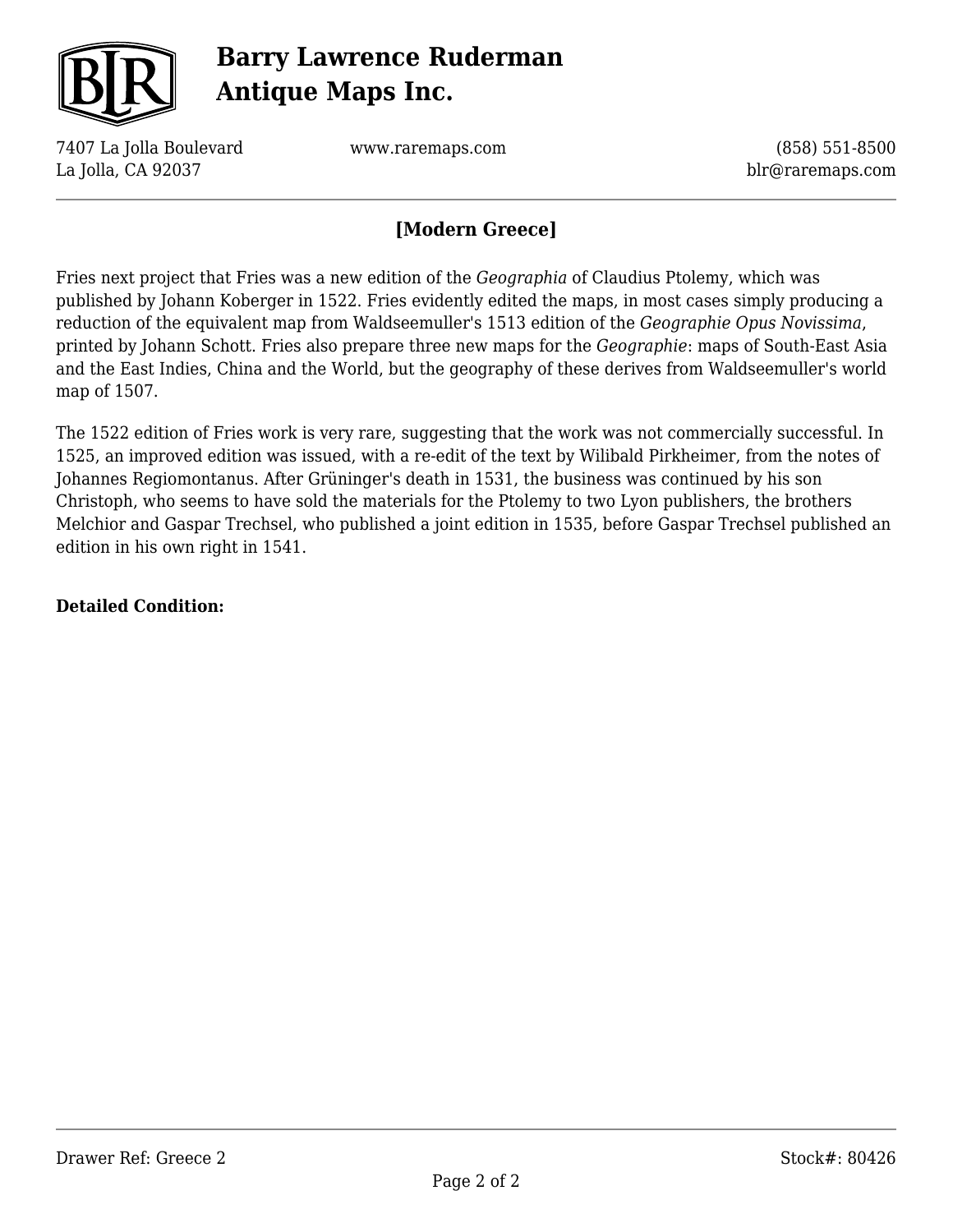## [Modern Greece]

Fries next project that Fries was a new edition of the *Geographia* of Claudius Ptolemy, which was published by Johann Koberger in 1522. Fries evidently edited the maps, in most cases simply producing a reduction of the equivalent map from Waldseemuller's 1513 edition of the *Geographie Opus Novissima*, printed by Johann Schott. Fries also prepare three new maps for the *Geographie*: maps of South-East Asia and the East Indies, China and the World, but the geography of these derives from Waldseemuller's world map of 1507.

The 1522 edition of Fries work is very rare, suggesting that the work was not commercially successful. In 1525, an improved edition was issued, with a re-edit of the text by Wilibald Pirkheimer, from the notes of Johannes Regiomontanus. After Grüninger's death in 1531, the business was continued by his son Christoph, who seems to have sold the materials for the Ptolemy to two Lyon publishers, the brothers Melchior and Gaspar Trechsel, who published a joint edition in 1535, before Gaspar Trechsel published an edition in his own right in 1541.

**Detailed Condition:**

Drawer Ref: Greece 2

Stock#: 80426